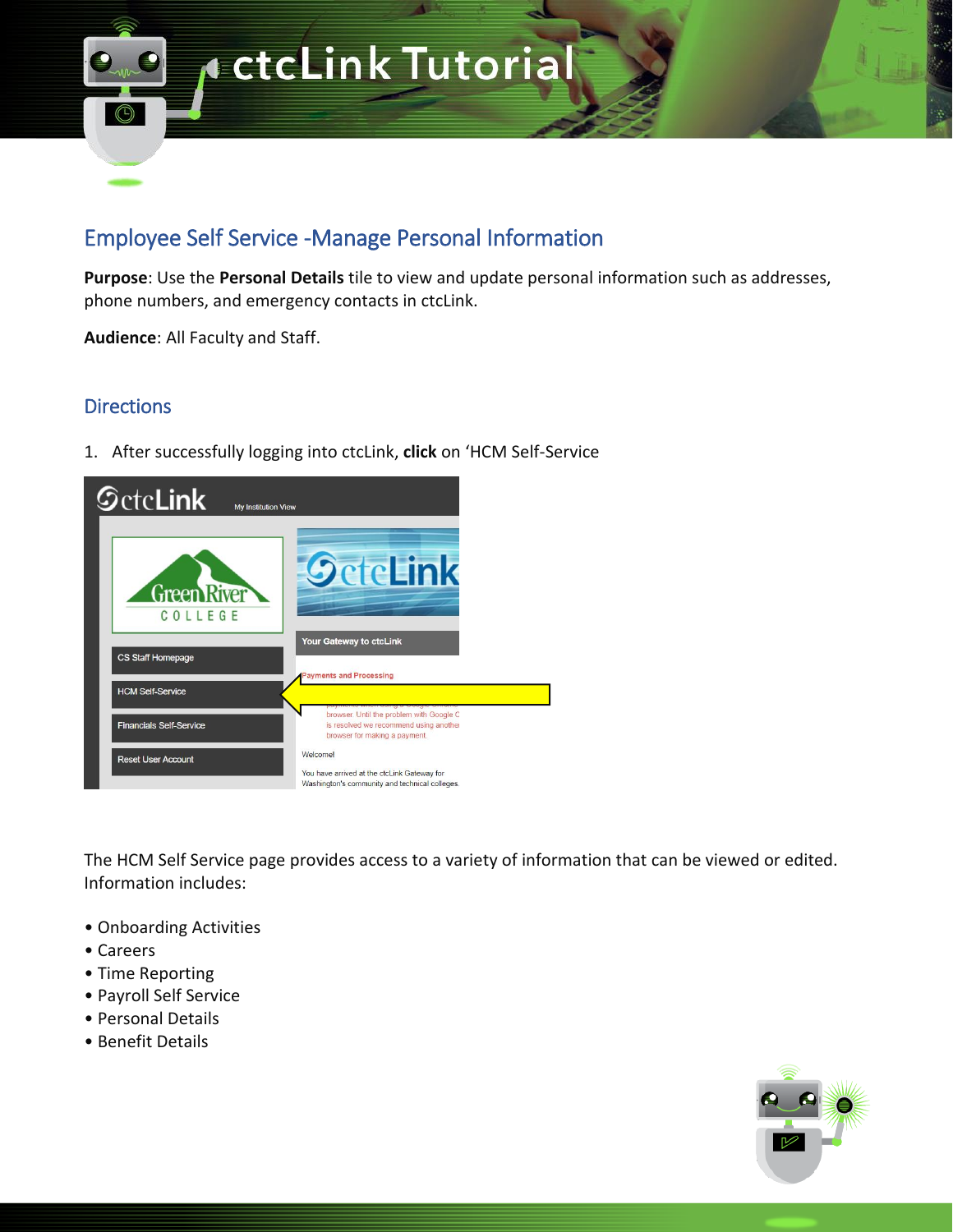# ctcLink Tutorial

## Employee Self Service -Manage Personal Information

**Purpose**: Use the **Personal Details** tile to view and update personal information such as addresses, phone numbers, and emergency contacts in ctcLink.

**Audience**: All Faculty and Staff.

## Directions

1. After successfully logging into ctcLink, **click** on 'HCM Self-Service

The HCM Self Service page provides access to a variety of information that can be viewed or edited. Information includes:

- Onboarding Activities
- Careers
- Time Reporting
- Payroll Self Service
- Personal Details
- Benefit Details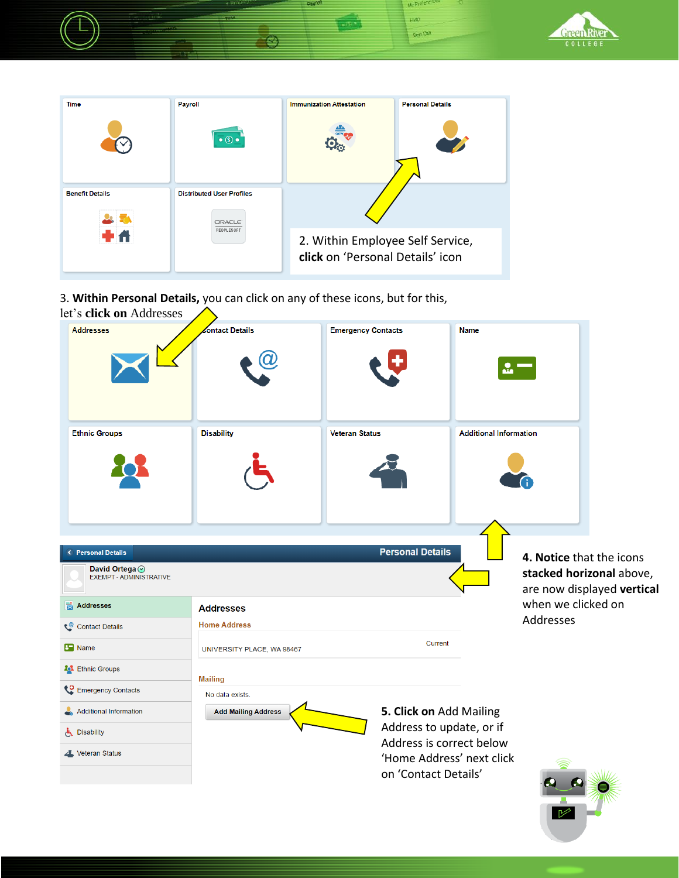Time

Payroll

Immunization Attestation

Personal Details

Benefit Details

Distributed User Profiles

2. Within Employee Self Service, **click** on 'Personal Details' icon

3. **Within Personal Details,** you can click on any of these icons, but for this, let's **click on** Addresses

Addresses

Contact Details

Emergency Contacts

Name

Ethnic Groups

Disability

Veteran Status

Additional Information

Personal Details

Personal Details

David Ortega

EXEMPT - ADMINISTRATIVE

Addresses

Contact Details

Name

Ethnic Groups

Emergency Contacts

Additional Information

Disability

Veteran Status

Addresses

Home Address

UNIVERSITY PLACE, WA 98467

Current

Mailing

No data exists.

Add Mailing Address

**4. Notice** that the icons **stacked horizonal** above, are now displayed **vertical** when we clicked on Addresses

**5. Click on** Add Mailing Address to update, or if Address is correct below 'Home Address' next click on 'Contact Details'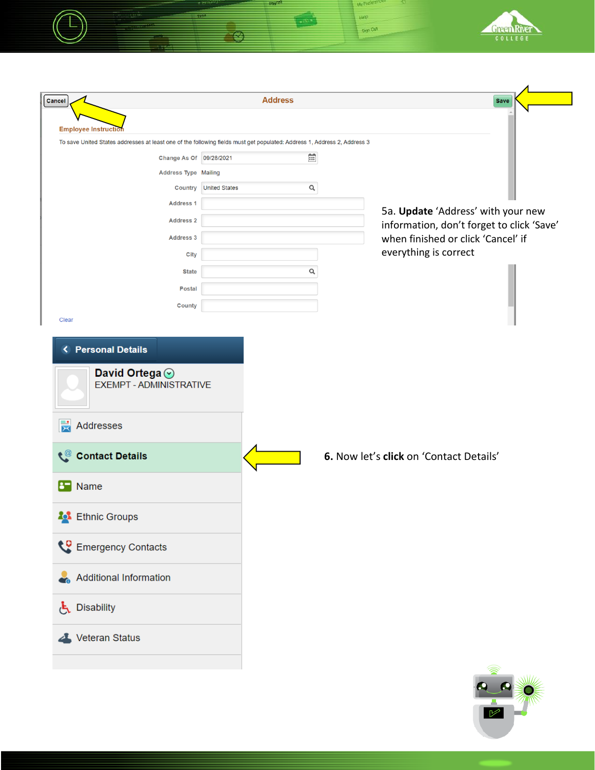Cancel

**Address**

Save

Employee Instruction

To save United States addresses at least one of the following fields must get populated: Address 1, Address 2, Address 3

Change As Of 09/28/2021

Address Type Mailing

Country United States

Address 1

Address 2

Address 3

City

State

Postal

County

Clear

5a. **Update** 'Address' with your new information, don't forget to click 'Save' when finished or click 'Cancel' if everything is correct

Personal Details

David Ortega

EXEMPT - ADMINISTRATIVE

Addresses

**Contact Details**

Name

Ethnic Groups

Emergency Contacts

Additional Information

Disability

Veteran Status

**6.** Now let's **click** on 'Contact Details'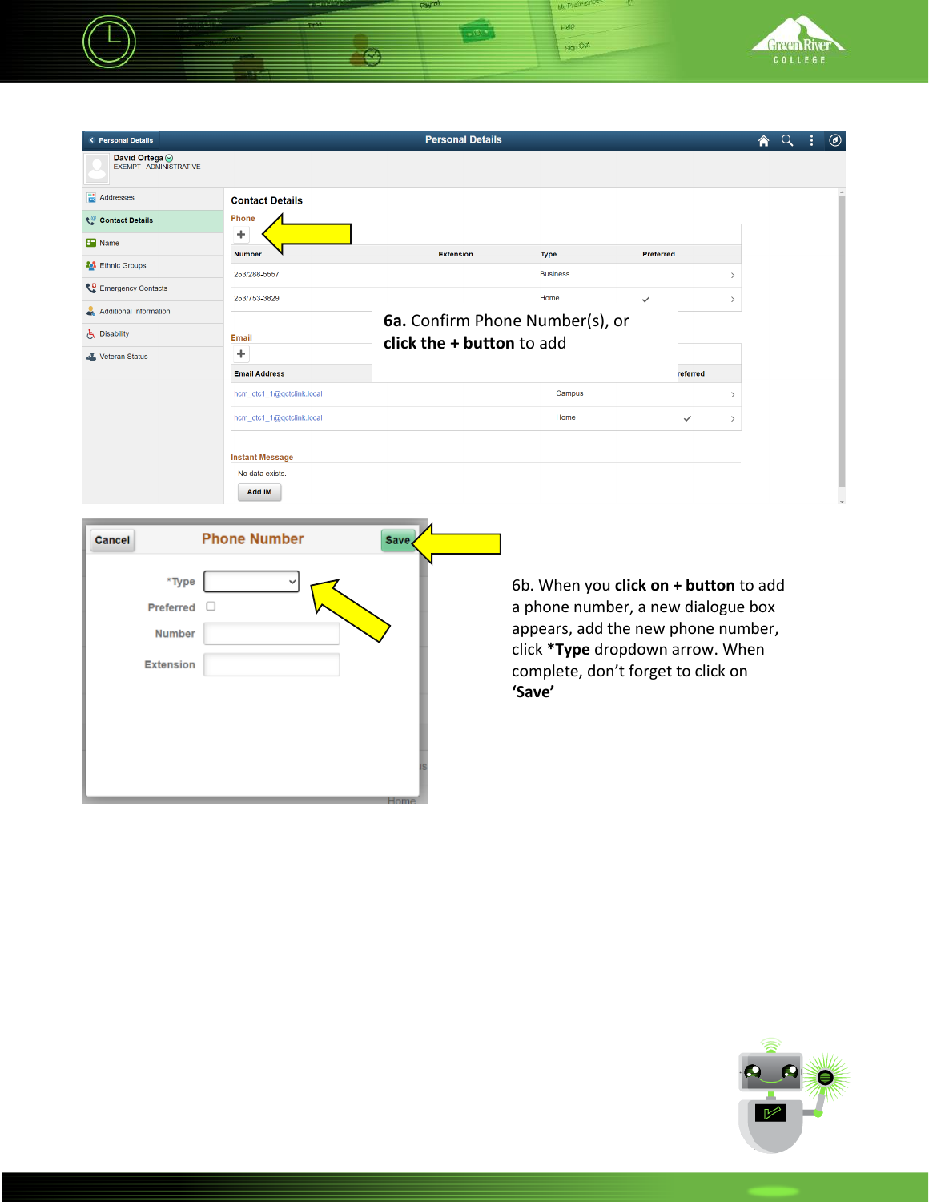Personal Details

David Ortega
EXEMPT - ADMINISTRATIVE

- Addresses
- Contact Details
- Name
- Ethnic Groups
- Emergency Contacts
- Additional Information
- Disability
- Veteran Status

## Contact Details

**Phone**

| Number | Extension | Type | Preferred |
|---|---|---|---|
| 253/288-5557 | | Business | |
| 253/753-3829 | | Home | ✓ |

**Email**

| Email Address | Type | Preferred |
|---|---|---|
| hcm_ctc1_1@qctclink.local | Campus | |
| hcm_ctc1_1@qctclink.local | Home | ✓ |

**Instant Message**

No data exists.

Add IM

**6a.** Confirm Phone Number(s), or **click the + button** to add

**Phone Number**

Cancel | Save

*Type

Preferred

Number

Extension

6b. When you **click on + button** to add a phone number, a new dialogue box appears, add the new phone number, click ***Type** dropdown arrow. When complete, don't forget to click on **'Save'**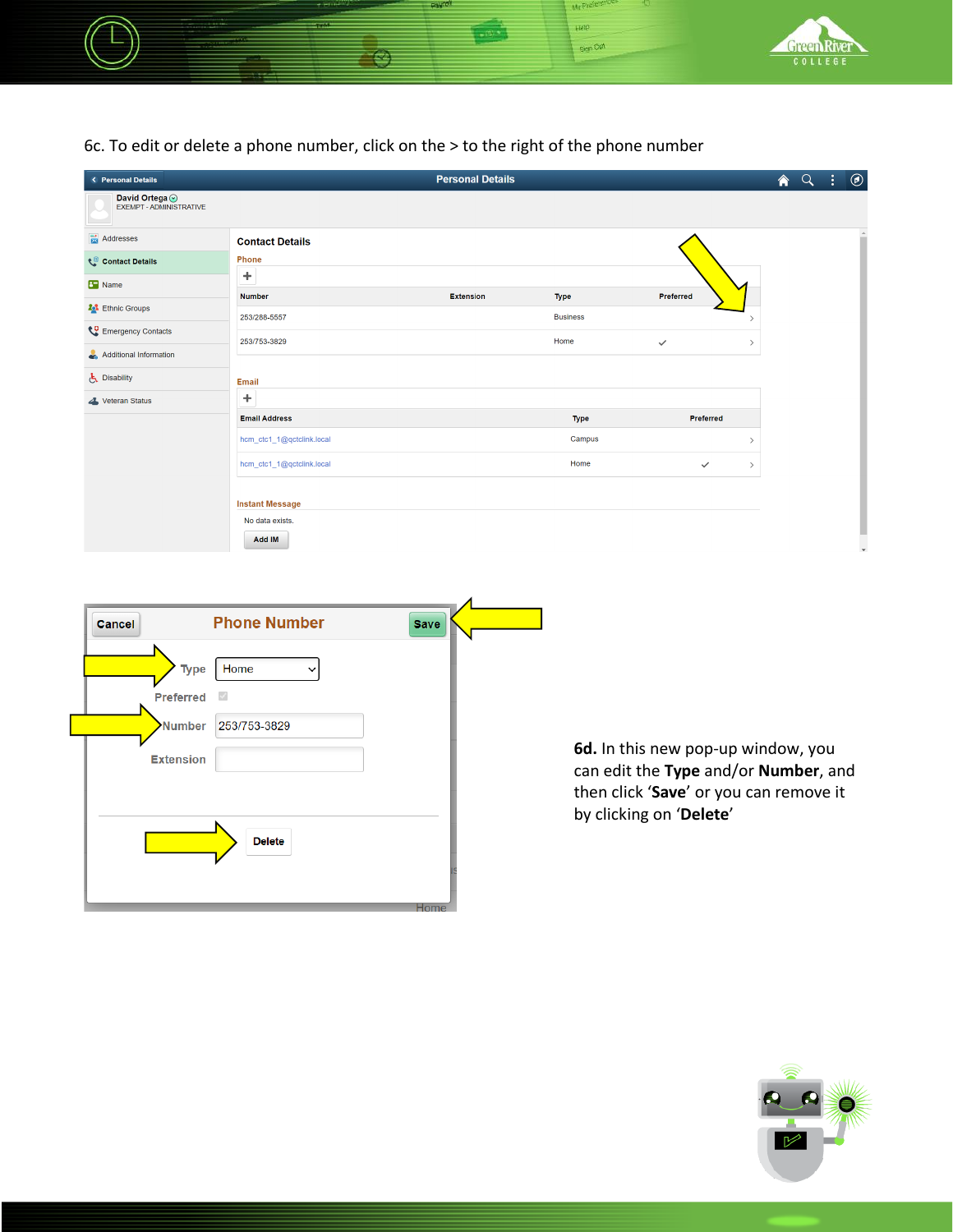6c. To edit or delete a phone number, click on the > to the right of the phone number

**6d.** In this new pop-up window, you can edit the **Type** and/or **Number**, and then click '**Save**' or you can remove it by clicking on '**Delete**'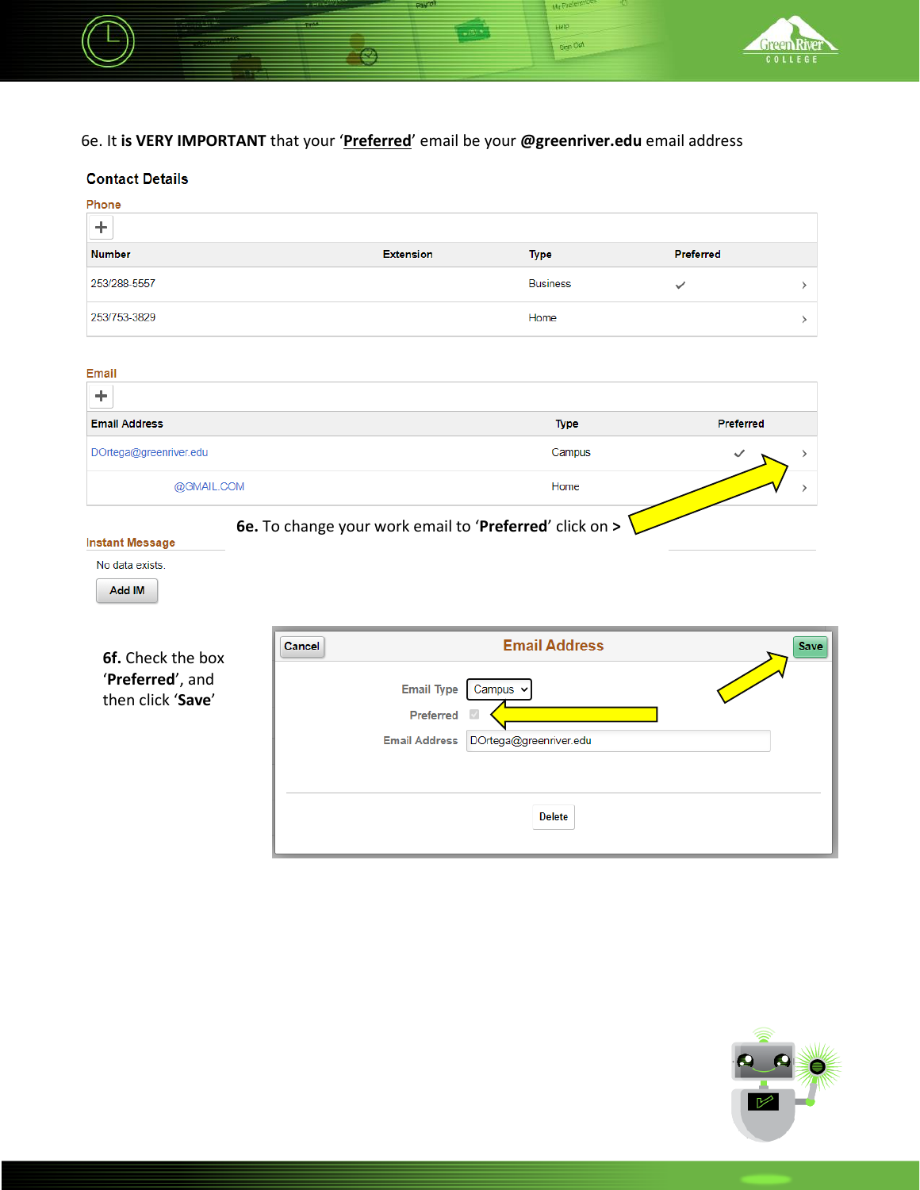6e. It **is VERY IMPORTANT** that your '**Preferred**' email be your **@greenriver.edu** email address

### Contact Details

**Phone**

| Number | Extension | Type | Preferred |
|---|---|---|---|
| 253/288-5557 | | Business | ✓ |
| 253/753-3829 | | Home | |

**Email**

| Email Address | Type | Preferred |
|---|---|---|
| DOrtega@greenriver.edu | Campus | ✓ |
| @GMAIL.COM | Home | |

**6e.** To change your work email to '**Preferred**' click on **>**

**Instant Message**

No data exists.

Add IM

**6f.** Check the box '**Preferred**', and then click '**Save**'

Cancel | **Email Address** | Save

Email Type: Campus

Preferred: ☑

Email Address: DOrtega@greenriver.edu

Delete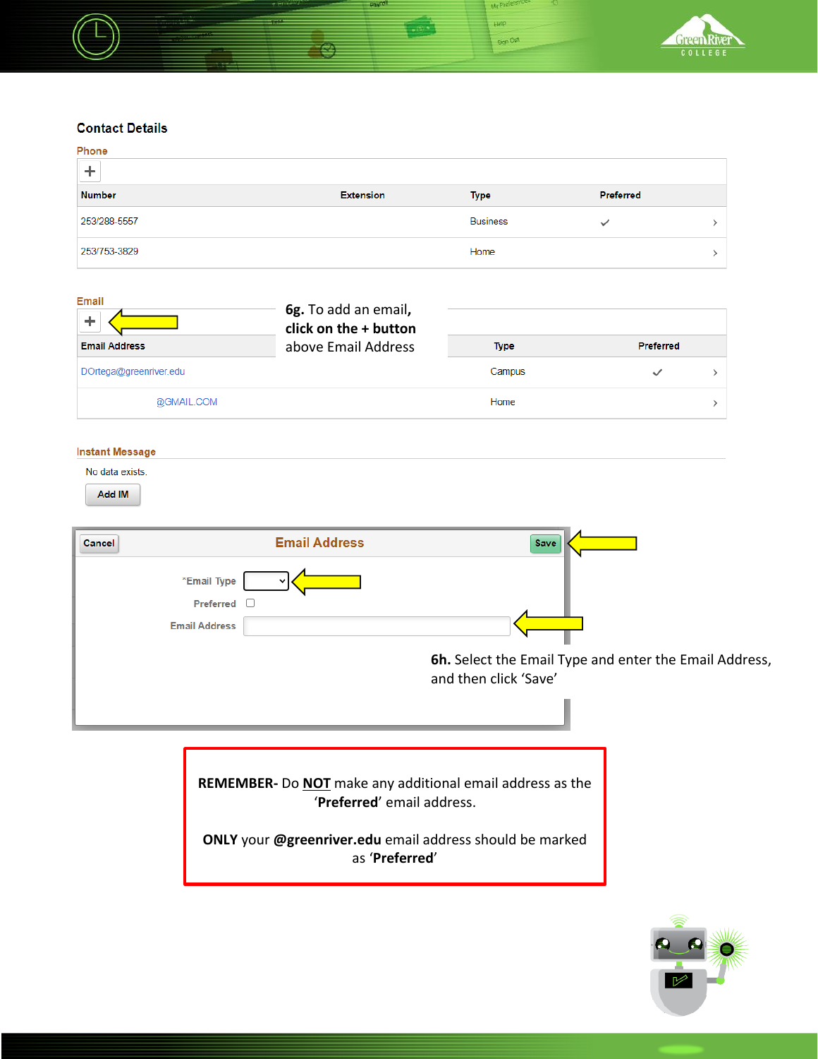### Contact Details

**Phone**

+

| Number | Extension | Type | Preferred |
| --- | --- | --- | --- |
| 253/288-5557 | | Business | ✓ |
| 253/753-3829 | | Home | |

**Email**

+

**6g.** To add an email, **click on the + button** above Email Address

| Email Address | Type | Preferred |
| --- | --- | --- |
| DOrtega@greenriver.edu | Campus | ✓ |
| @GMAIL.COM | Home | |

**Instant Message**

No data exists.

Add IM

Cancel **Email Address** Save

*Email Type

Preferred

Email Address

**6h.** Select the Email Type and enter the Email Address, and then click 'Save'

**REMEMBER-** Do **NOT** make any additional email address as the '**Preferred**' email address.

**ONLY** your **@greenriver.edu** email address should be marked as '**Preferred**'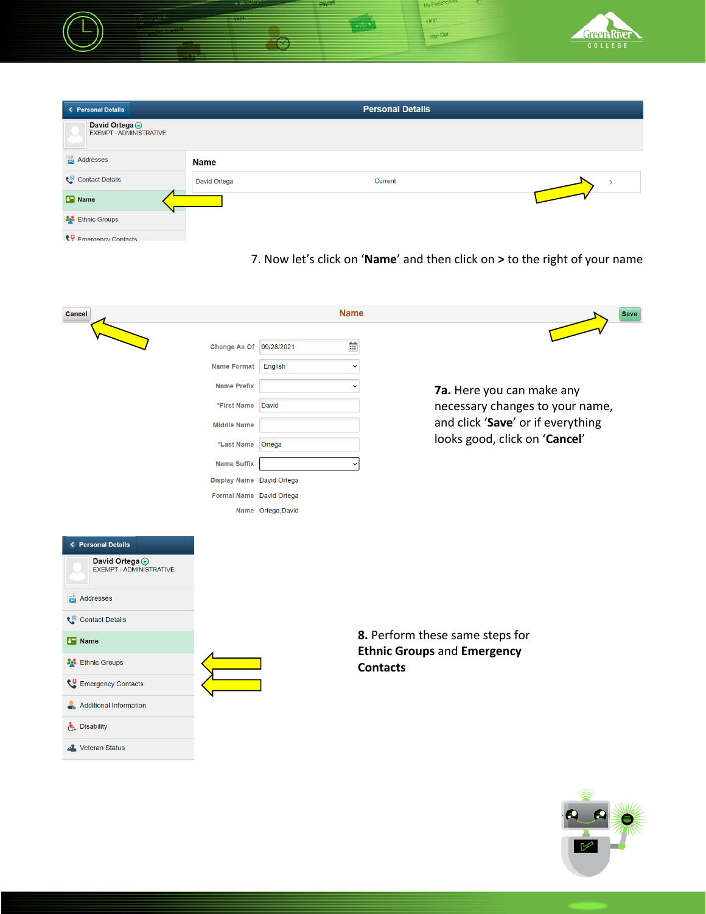Personal Details

Personal Details

David Ortega
EXEMPT - ADMINISTRATIVE

Addresses

Contact Details

Name

Ethnic Groups

Emergency Contacts

Name

David Ortega Current

7. Now let's click on '**Name**' and then click on **>** to the right of your name

Cancel

Name

Save

Change As Of 09/28/2021

Name Format English

Name Prefix

*First Name David

Middle Name

*Last Name Ortega

Name Suffix

Display Name David Ortega

Formal Name David Ortega

Name Ortega,David

**7a.** Here you can make any necessary changes to your name, and click '**Save**' or if everything looks good, click on '**Cancel**'

Personal Details

David Ortega
EXEMPT - ADMINISTRATIVE

Addresses

Contact Details

Name

Ethnic Groups

Emergency Contacts

Additional Information

Disability

Veteran Status

**8.** Perform these same steps for **Ethnic Groups** and **Emergency Contacts**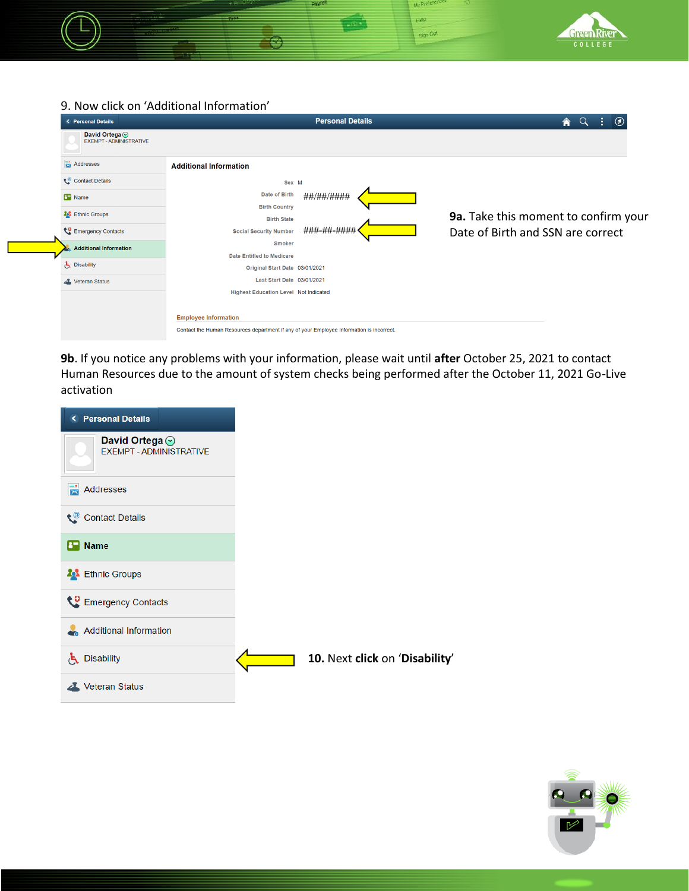9. Now click on 'Additional Information'

Personal Details

David Ortega
EXEMPT - ADMINISTRATIVE

- Addresses
- Contact Details
- Name
- Ethnic Groups
- Emergency Contacts
- Additional Information
- Disability
- Veteran Status

**Additional Information**

| | |
|---|---|
| Sex | M |
| Date of Birth | ##/##/#### |
| Birth Country | |
| Birth State | |
| Social Security Number | ###-##-#### |
| Smoker | |
| Date Entitled to Medicare | |
| Original Start Date | 03/01/2021 |
| Last Start Date | 03/01/2021 |
| Highest Education Level | Not Indicated |

Employee Information

Contact the Human Resources department if any of your Employee Information is incorrect.

**9a.** Take this moment to confirm your Date of Birth and SSN are correct

**9b**. If you notice any problems with your information, please wait until **after** October 25, 2021 to contact Human Resources due to the amount of system checks being performed after the October 11, 2021 Go-Live activation

Personal Details

David Ortega
EXEMPT - ADMINISTRATIVE

- Addresses
- Contact Details
- **Name**
- Ethnic Groups
- Emergency Contacts
- Additional Information
- Disability
- Veteran Status

**10.** Next **click** on '**Disability**'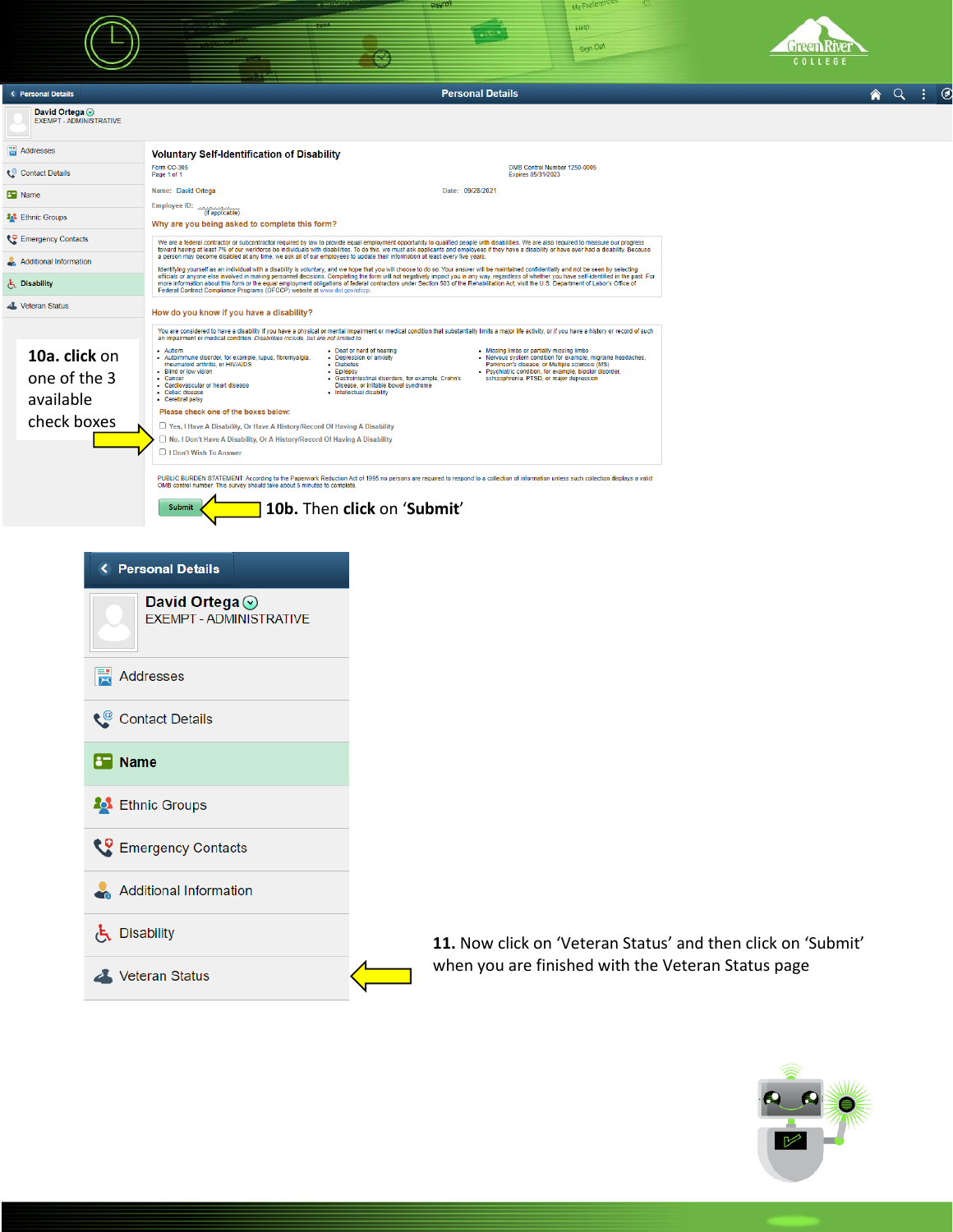Personal Details

David Ortega
EXEMPT - ADMINISTRATIVE

- Addresses
- Contact Details
- Name
- Ethnic Groups
- Emergency Contacts
- Additional Information
- Disability
- Veteran Status

## Voluntary Self-Identification of Disability

Form CC-305
Page 1 of 1

OMB Control Number 1250-0005
Expires 05/31/2023

Name: David Ortega

Date: 09/28/2021

Employee ID: (if applicable)

**Why are you being asked to complete this form?**

We are a federal contractor or subcontractor required by law to provide equal employment opportunity to qualified people with disabilities. We are also required to measure our progress toward having at least 7% of our workforce be individuals with disabilities. To do this, we must ask applicants and employees if they have a disability or have ever had a disability. Because a person may become disabled at any time, we ask all of our employees to update their information at least every five years.

Identifying yourself as an individual with a disability is voluntary, and we hope that you will choose to do so. Your answer will be maintained confidentially and not be seen by selecting officials or anyone else involved in making personnel decisions. Completing the form will not negatively impact you in any way, regardless of whether you have self-identified in the past. For more information about this form or the equal employment obligations of federal contractors under Section 503 of the Rehabilitation Act, visit the U.S. Department of Labor's Office of Federal Contract Compliance Programs (OFCCP) website at www.dol.gov/ofccp.

**How do you know if you have a disability?**

You are considered to have a disability if you have a physical or mental impairment or medical condition that substantially limits a major life activity, or if you have a history or record of such an impairment or medical condition. *Disabilities include, but are not limited to:*

- Autism
- Autoimmune disorder, for example, lupus, fibromyalgia, rheumatoid arthritis, or HIV/AIDS
- Blind or low vision
- Cancer
- Cardiovascular or heart disease
- Celiac disease
- Cerebral palsy
- Deaf or hard of hearing
- Depression or anxiety
- Diabetes
- Epilepsy
- Gastrointestinal disorders, for example, Crohn's Disease, or irritable bowel syndrome
- Intellectual disability
- Missing limbs or partially missing limbs
- Nervous system condition for example, migraine headaches, Parkinson's disease, or Multiple sclerosis (MS)
- Psychiatric condition, for example, bipolar disorder, schizophrenia, PTSD, or major depression

Please check one of the boxes below:

- ☐ Yes, I Have A Disability, Or Have A History/Record Of Having A Disability
- ☐ No, I Don't Have A Disability, Or A History/Record Of Having A Disability
- ☐ I Don't Wish To Answer

PUBLIC BURDEN STATEMENT: According to the Paperwork Reduction Act of 1995 no persons are required to respond to a collection of information unless such collection displays a valid OMB control number. This survey should take about 5 minutes to complete.

Submit

**10a. click** on one of the 3 available check boxes

**10b.** Then **click** on '**Submit**'

Personal Details

David Ortega
EXEMPT - ADMINISTRATIVE

- Addresses
- Contact Details
- Name
- Ethnic Groups
- Emergency Contacts
- Additional Information
- Disability
- Veteran Status

**11.** Now click on 'Veteran Status' and then click on 'Submit' when you are finished with the Veteran Status page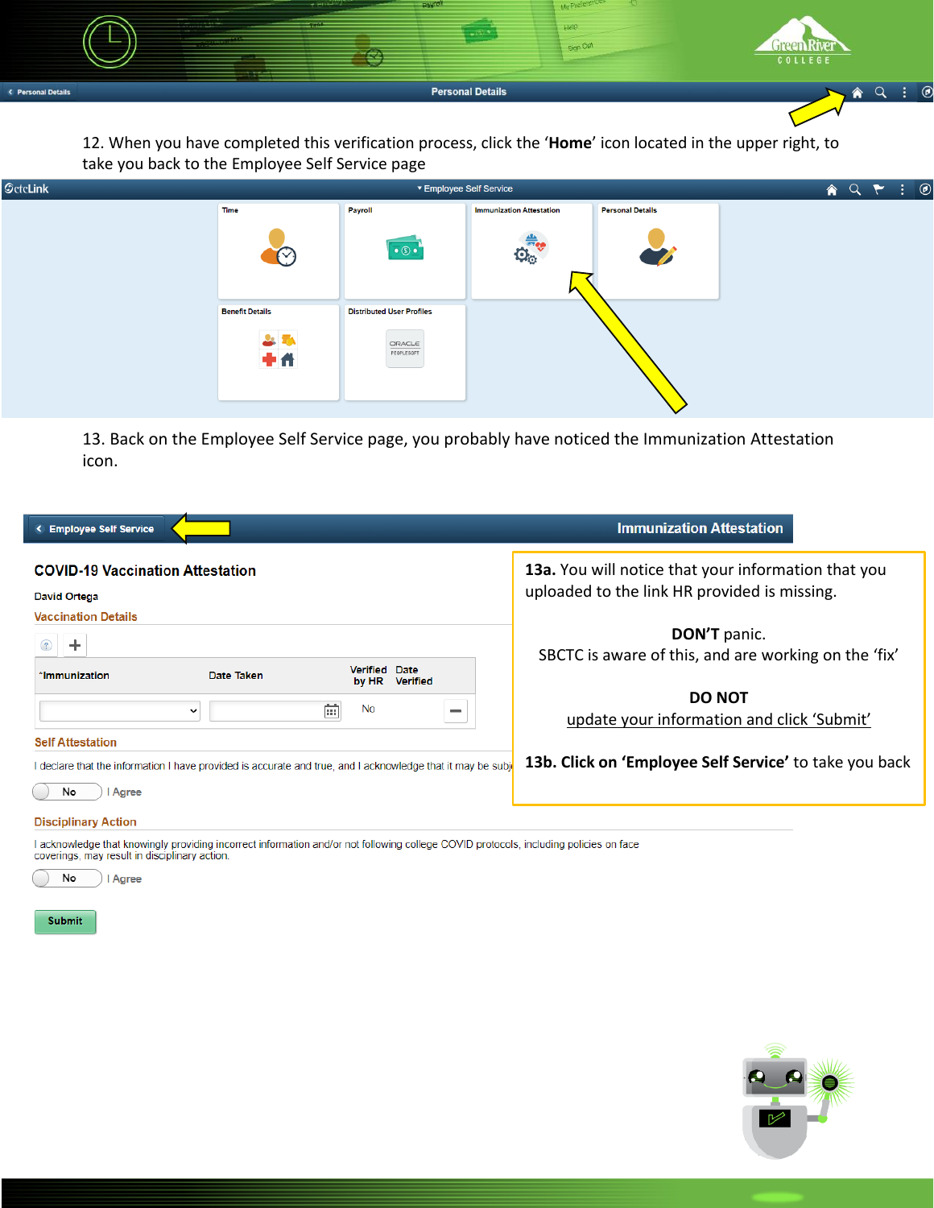12. When you have completed this verification process, click the ‘**Home**’ icon located in the upper right, to take you back to the Employee Self Service page

13. Back on the Employee Self Service page, you probably have noticed the Immunization Attestation icon.

**13a.** You will notice that your information that you uploaded to the link HR provided is missing.

**DON’T** panic.
SBCTC is aware of this, and are working on the ‘fix’

**DO NOT**
update your information and click ‘Submit’

**13b. Click on ‘Employee Self Service’** to take you back